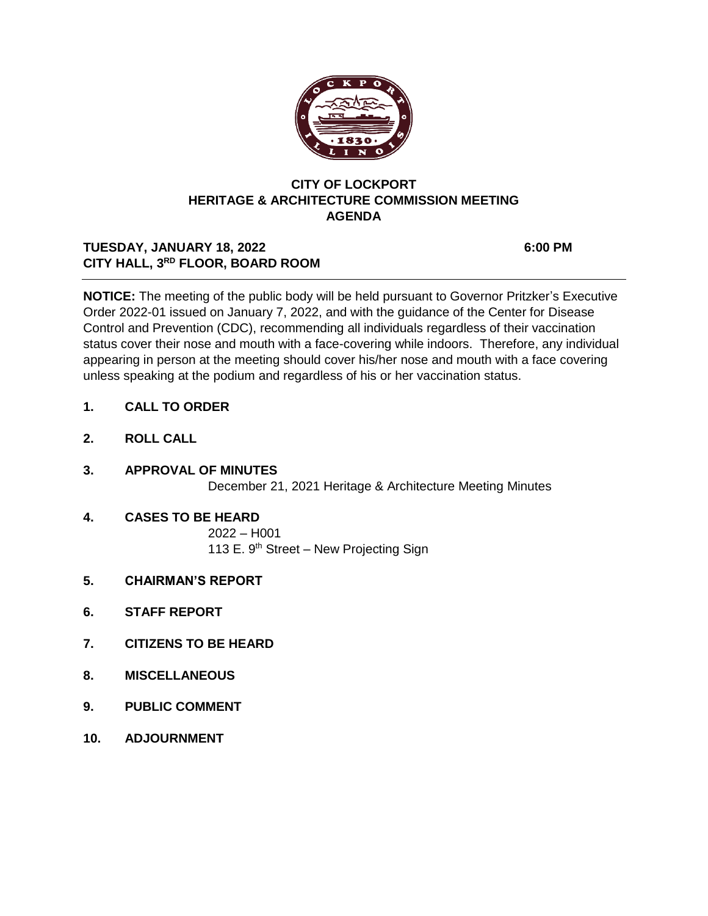# CITY OF LOCKPORT
## HERITAGE & ARCHITECTURE COMMISSION MEETING
## AGENDA

**TUESDAY, JANUARY 18, 2022** **6:00 PM**
**CITY HALL, 3RD FLOOR, BOARD ROOM**

---

**NOTICE:** The meeting of the public body will be held pursuant to Governor Pritzker's Executive Order 2022-01 issued on January 7, 2022, and with the guidance of the Center for Disease Control and Prevention (CDC), recommending all individuals regardless of their vaccination status cover their nose and mouth with a face-covering while indoors. Therefore, any individual appearing in person at the meeting should cover his/her nose and mouth with a face covering unless speaking at the podium and regardless of his or her vaccination status.

1. **CALL TO ORDER**

2. **ROLL CALL**

3. **APPROVAL OF MINUTES**
   December 21, 2021 Heritage & Architecture Meeting Minutes

4. **CASES TO BE HEARD**
   2022 – H001
   113 E. 9th Street – New Projecting Sign

5. **CHAIRMAN'S REPORT**

6. **STAFF REPORT**

7. **CITIZENS TO BE HEARD**

8. **MISCELLANEOUS**

9. **PUBLIC COMMENT**

10. **ADJOURNMENT**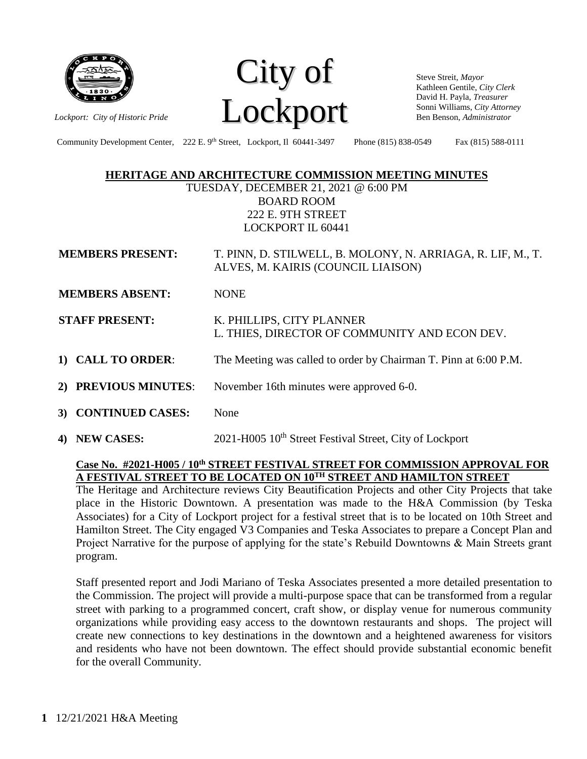City of Lockport

*Lockport: City of Historic Pride*

Steve Streit, *Mayor*
Kathleen Gentile, *City Clerk*
David H. Payla, *Treasurer*
Sonni Williams, *City Attorney*
Ben Benson, *Administrator*

Community Development Center, 222 E. 9th Street, Lockport, Il 60441-3497 Phone (815) 838-0549 Fax (815) 588-0111

## HERITAGE AND ARCHITECTURE COMMISSION MEETING MINUTES

TUESDAY, DECEMBER 21, 2021 @ 6:00 PM
BOARD ROOM
222 E. 9TH STREET
LOCKPORT IL 60441

**MEMBERS PRESENT:** T. PINN, D. STILWELL, B. MOLONY, N. ARRIAGA, R. LIF, M., T. ALVES, M. KAIRIS (COUNCIL LIAISON)

**MEMBERS ABSENT:** NONE

**STAFF PRESENT:** K. PHILLIPS, CITY PLANNER
L. THIES, DIRECTOR OF COMMUNITY AND ECON DEV.

1) **CALL TO ORDER**: The Meeting was called to order by Chairman T. Pinn at 6:00 P.M.

2) **PREVIOUS MINUTES**: November 16th minutes were approved 6-0.

3) **CONTINUED CASES:** None

4) **NEW CASES:** 2021-H005 10th Street Festival Street, City of Lockport

**Case No. #2021-H005 / 10th STREET FESTIVAL STREET FOR COMMISSION APPROVAL FOR A FESTIVAL STREET TO BE LOCATED ON 10TH STREET AND HAMILTON STREET**

The Heritage and Architecture reviews City Beautification Projects and other City Projects that take place in the Historic Downtown. A presentation was made to the H&A Commission (by Teska Associates) for a City of Lockport project for a festival street that is to be located on 10th Street and Hamilton Street. The City engaged V3 Companies and Teska Associates to prepare a Concept Plan and Project Narrative for the purpose of applying for the state's Rebuild Downtowns & Main Streets grant program.

Staff presented report and Jodi Mariano of Teska Associates presented a more detailed presentation to the Commission. The project will provide a multi-purpose space that can be transformed from a regular street with parking to a programmed concert, craft show, or display venue for numerous community organizations while providing easy access to the downtown restaurants and shops. The project will create new connections to key destinations in the downtown and a heightened awareness for visitors and residents who have not been downtown. The effect should provide substantial economic benefit for the overall Community.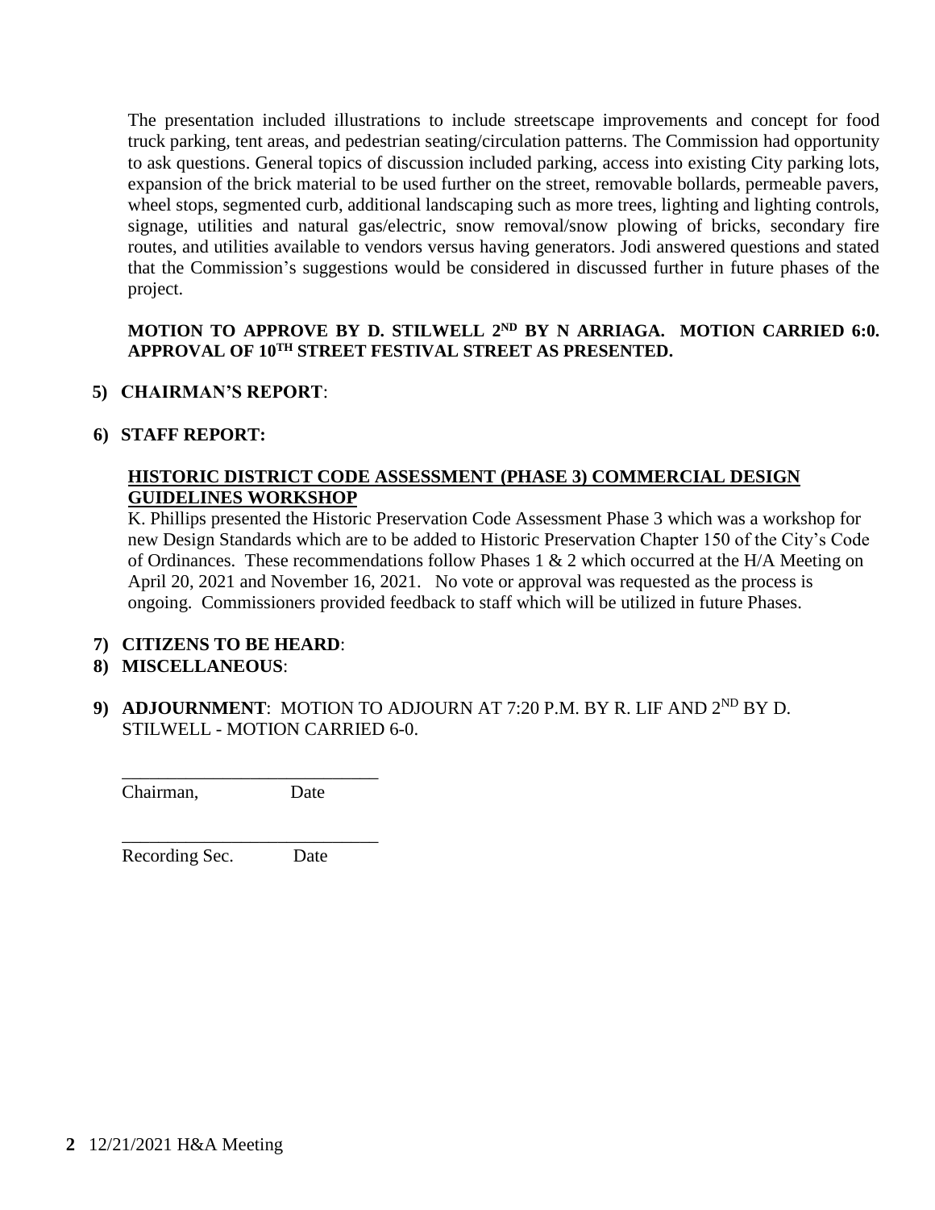The presentation included illustrations to include streetscape improvements and concept for food truck parking, tent areas, and pedestrian seating/circulation patterns. The Commission had opportunity to ask questions. General topics of discussion included parking, access into existing City parking lots, expansion of the brick material to be used further on the street, removable bollards, permeable pavers, wheel stops, segmented curb, additional landscaping such as more trees, lighting and lighting controls, signage, utilities and natural gas/electric, snow removal/snow plowing of bricks, secondary fire routes, and utilities available to vendors versus having generators. Jodi answered questions and stated that the Commission's suggestions would be considered in discussed further in future phases of the project.

**MOTION TO APPROVE BY D. STILWELL 2ND BY N ARRIAGA. MOTION CARRIED 6:0. APPROVAL OF 10TH STREET FESTIVAL STREET AS PRESENTED.**

**5) CHAIRMAN'S REPORT**:

**6) STAFF REPORT:**

**HISTORIC DISTRICT CODE ASSESSMENT (PHASE 3) COMMERCIAL DESIGN GUIDELINES WORKSHOP**

K. Phillips presented the Historic Preservation Code Assessment Phase 3 which was a workshop for new Design Standards which are to be added to Historic Preservation Chapter 150 of the City's Code of Ordinances. These recommendations follow Phases 1 & 2 which occurred at the H/A Meeting on April 20, 2021 and November 16, 2021. No vote or approval was requested as the process is ongoing. Commissioners provided feedback to staff which will be utilized in future Phases.

**7) CITIZENS TO BE HEARD**:

**8) MISCELLANEOUS**:

**9) ADJOURNMENT**: MOTION TO ADJOURN AT 7:20 P.M. BY R. LIF AND 2ND BY D. STILWELL - MOTION CARRIED 6-0.

\_\_\_\_\_\_\_\_\_\_\_\_\_\_\_\_\_\_\_\_\_\_\_\_\_\_\_\_\_

Chairman, Date

\_\_\_\_\_\_\_\_\_\_\_\_\_\_\_\_\_\_\_\_\_\_\_\_\_\_\_\_\_

Recording Sec. Date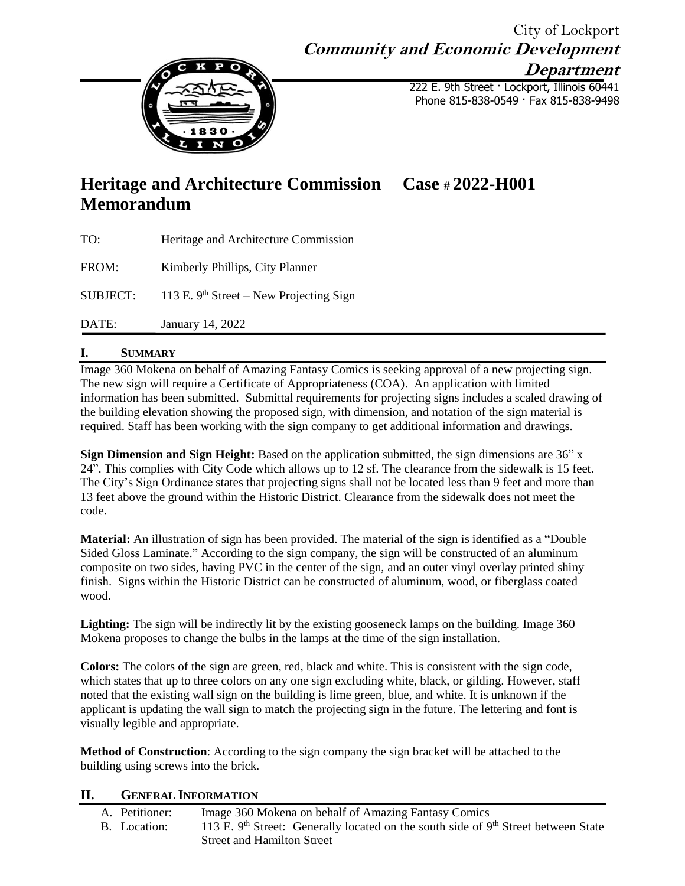City of Lockport
**Community and Economic Development Department**
222 E. 9th Street · Lockport, Illinois 60441
Phone 815-838-0549 · Fax 815-838-9498

# Heritage and Architecture Commission Memorandum — Case # 2022-H001

TO: Heritage and Architecture Commission

FROM: Kimberly Phillips, City Planner

SUBJECT: 113 E. 9th Street – New Projecting Sign

DATE: January 14, 2022

## I. SUMMARY

Image 360 Mokena on behalf of Amazing Fantasy Comics is seeking approval of a new projecting sign. The new sign will require a Certificate of Appropriateness (COA). An application with limited information has been submitted. Submittal requirements for projecting signs includes a scaled drawing of the building elevation showing the proposed sign, with dimension, and notation of the sign material is required. Staff has been working with the sign company to get additional information and drawings.

**Sign Dimension and Sign Height:** Based on the application submitted, the sign dimensions are 36" x 24". This complies with City Code which allows up to 12 sf. The clearance from the sidewalk is 15 feet. The City's Sign Ordinance states that projecting signs shall not be located less than 9 feet and more than 13 feet above the ground within the Historic District. Clearance from the sidewalk does not meet the code.

**Material:** An illustration of sign has been provided. The material of the sign is identified as a "Double Sided Gloss Laminate." According to the sign company, the sign will be constructed of an aluminum composite on two sides, having PVC in the center of the sign, and an outer vinyl overlay printed shiny finish. Signs within the Historic District can be constructed of aluminum, wood, or fiberglass coated wood.

**Lighting:** The sign will be indirectly lit by the existing gooseneck lamps on the building. Image 360 Mokena proposes to change the bulbs in the lamps at the time of the sign installation.

**Colors:** The colors of the sign are green, red, black and white. This is consistent with the sign code, which states that up to three colors on any one sign excluding white, black, or gilding. However, staff noted that the existing wall sign on the building is lime green, blue, and white. It is unknown if the applicant is updating the wall sign to match the projecting sign in the future. The lettering and font is visually legible and appropriate.

**Method of Construction**: According to the sign company the sign bracket will be attached to the building using screws into the brick.

## II. GENERAL INFORMATION

A. Petitioner: Image 360 Mokena on behalf of Amazing Fantasy Comics

B. Location: 113 E. 9th Street: Generally located on the south side of 9th Street between State Street and Hamilton Street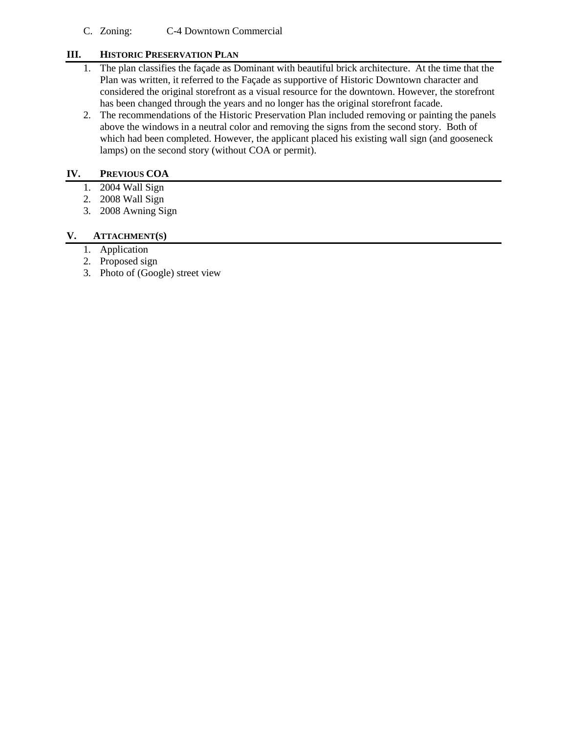C. Zoning: C-4 Downtown Commercial

## III. HISTORIC PRESERVATION PLAN

1. The plan classifies the façade as Dominant with beautiful brick architecture. At the time that the Plan was written, it referred to the Façade as supportive of Historic Downtown character and considered the original storefront as a visual resource for the downtown. However, the storefront has been changed through the years and no longer has the original storefront facade.
2. The recommendations of the Historic Preservation Plan included removing or painting the panels above the windows in a neutral color and removing the signs from the second story. Both of which had been completed. However, the applicant placed his existing wall sign (and gooseneck lamps) on the second story (without COA or permit).

## IV. PREVIOUS COA

1. 2004 Wall Sign
2. 2008 Wall Sign
3. 2008 Awning Sign

## V. ATTACHMENT(S)

1. Application
2. Proposed sign
3. Photo of (Google) street view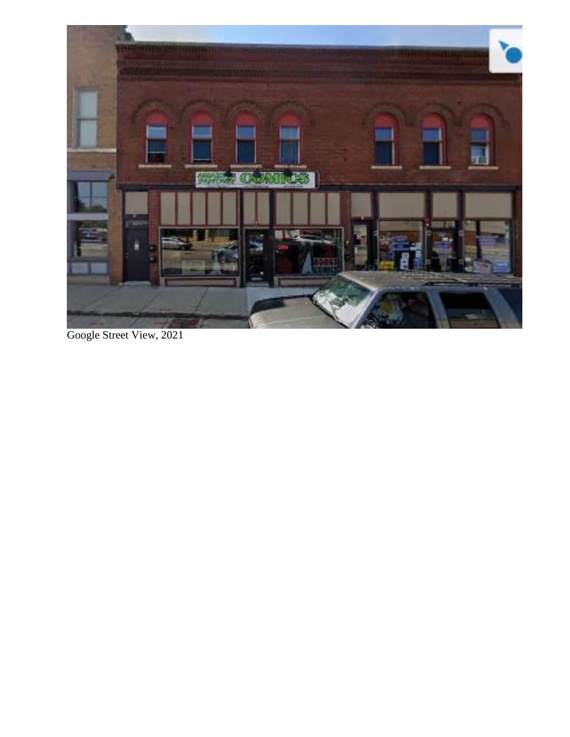Google Street View, 2021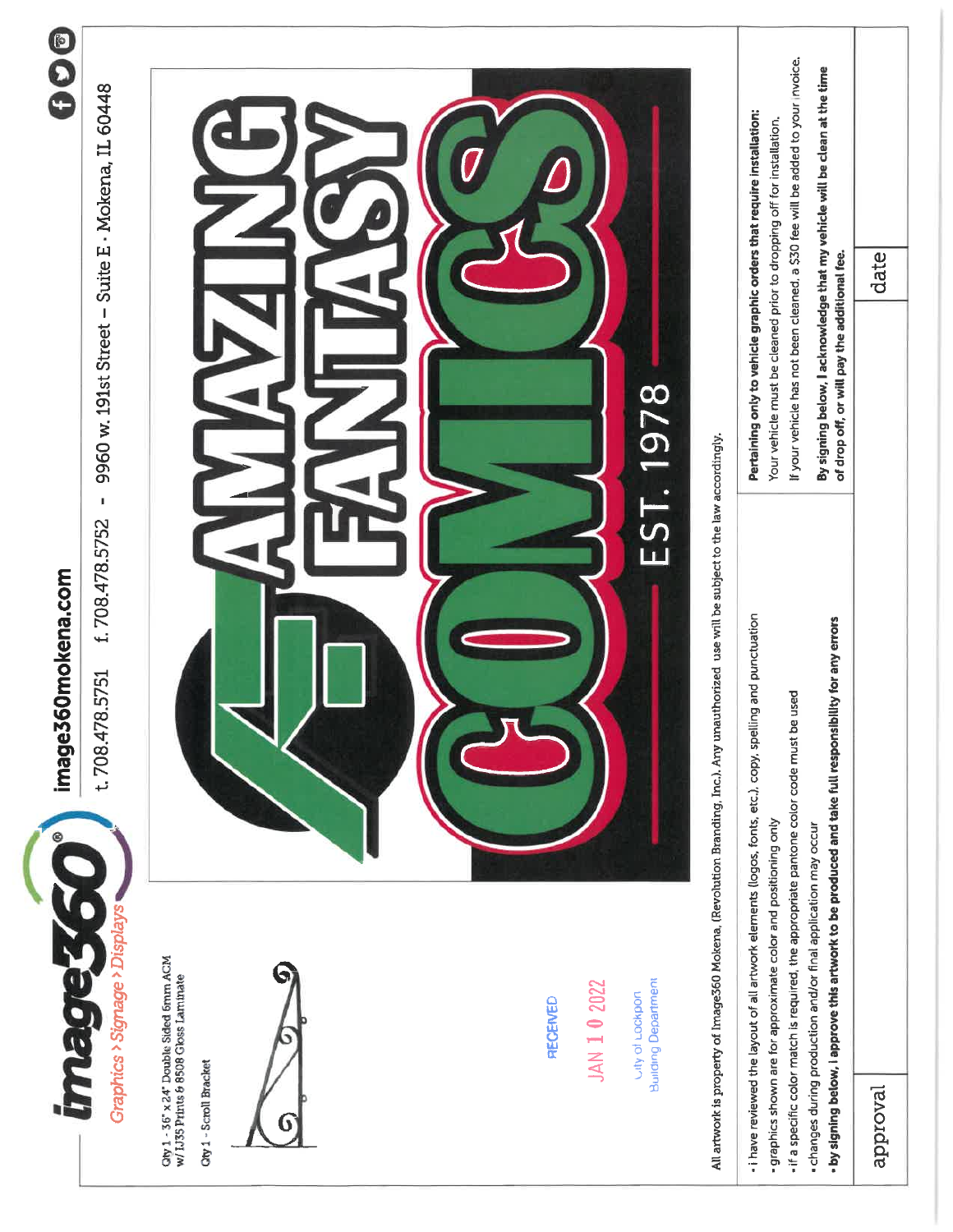**image360** Graphics › Signage › Displays

**image360mokena.com**

t. 708.478.5751   f. 708.478.5752 - 9960 w. 191st Street – Suite E · Mokena, IL 60448

Qty 1 - 36" x 24" Double Sided 6mm ACM w/ IJ35 Prints & 8508 Gloss Laminate

Qty 1 - Scroll Bracket

RECEIVED
JAN 10 2022
City of Lockport
Building Department

AMAZING FANTASY COMICS

EST. 1978

All artwork is property of Image360 Mokena, (Revolution Branding, Inc.). Any unauthorized use will be subject to the law accordingly.

- i have reviewed the layout of all artwork elements (logos, fonts, etc.), copy, spelling and punctuation
- graphics shown are for approximate color and positioning only
- if a specific color match is required, the appropriate pantone color code must be used
- changes during production and/or final application may occur
- **by signing below, I approve this artwork to be produced and take full responsibility for any errors**

**Pertaining only to vehicle graphic orders that require installation:**
Your vehicle must be cleaned prior to dropping off for installation.
If your vehicle has not been cleaned, a $30 fee will be added to your invoice.
**By signing below, I acknowledge that my vehicle will be clean at the time of drop off, or will pay the additional fee.**

| approval | date |
|---|---|
| | |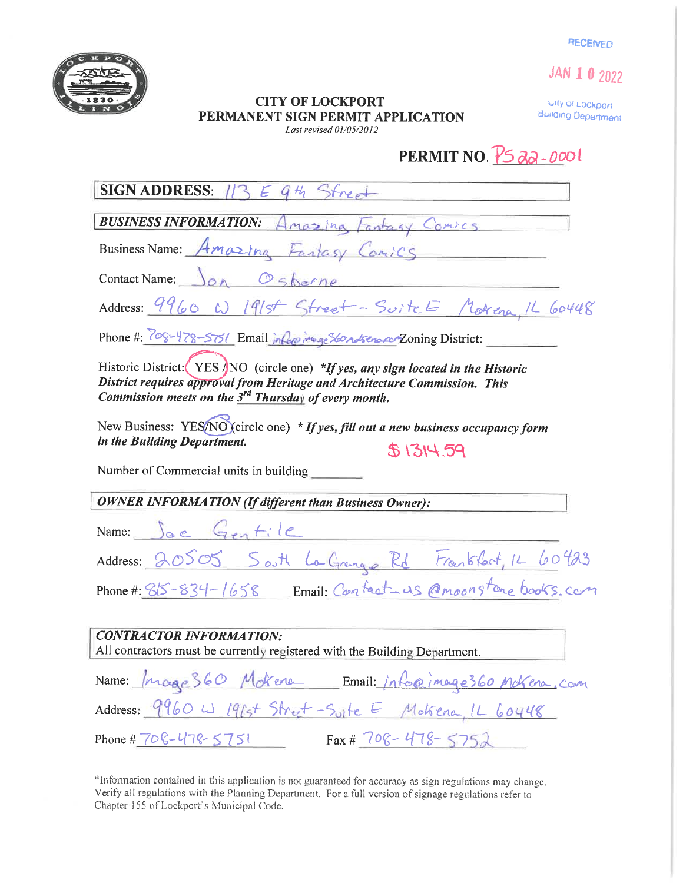RECEIVED

JAN 10 2022

City of Lockport
Building Department

# CITY OF LOCKPORT
## PERMANENT SIGN PERMIT APPLICATION

*Last revised 01/05/2012*

**PERMIT NO.** PS 22-0001

**SIGN ADDRESS:** 113 E 9th Street

***BUSINESS INFORMATION:*** Amazing Fantasy Comics

Business Name: Amazing Fantasy Comics

Contact Name: Jon Osborne

Address: 9960 W 191st Street - Suite E Mokena, IL 60448

Phone #: 708-478-5751 Email: info@image360mokena.com Zoning District: ________

Historic District: (YES) / NO (circle one) ***If yes, any sign located in the Historic District requires approval from Heritage and Architecture Commission. This Commission meets on the 3rd Thursday of every month.***

New Business: YES / (NO) (circle one) ***If yes, fill out a new business occupancy form in the Building Department.***

$1314.59

Number of Commercial units in building ________

***OWNER INFORMATION (If different than Business Owner):***

Name: Joe Gentile

Address: 20505 South La Grange Rd Frankfort, IL 60423

Phone #: 815-834-1658 Email: Contact_us@moonstonebooks.com

***CONTRACTOR INFORMATION:***
All contractors must be currently registered with the Building Department.

Name: Image360 Mokena Email: info@image360mokena.com

Address: 9960 W 191st Street - Suite E Mokena, IL 60448

Phone # 708-478-5751 Fax # 708-478-5752

*Information contained in this application is not guaranteed for accuracy as sign regulations may change. Verify all regulations with the Planning Department. For a full version of signage regulations refer to Chapter 155 of Lockport's Municipal Code.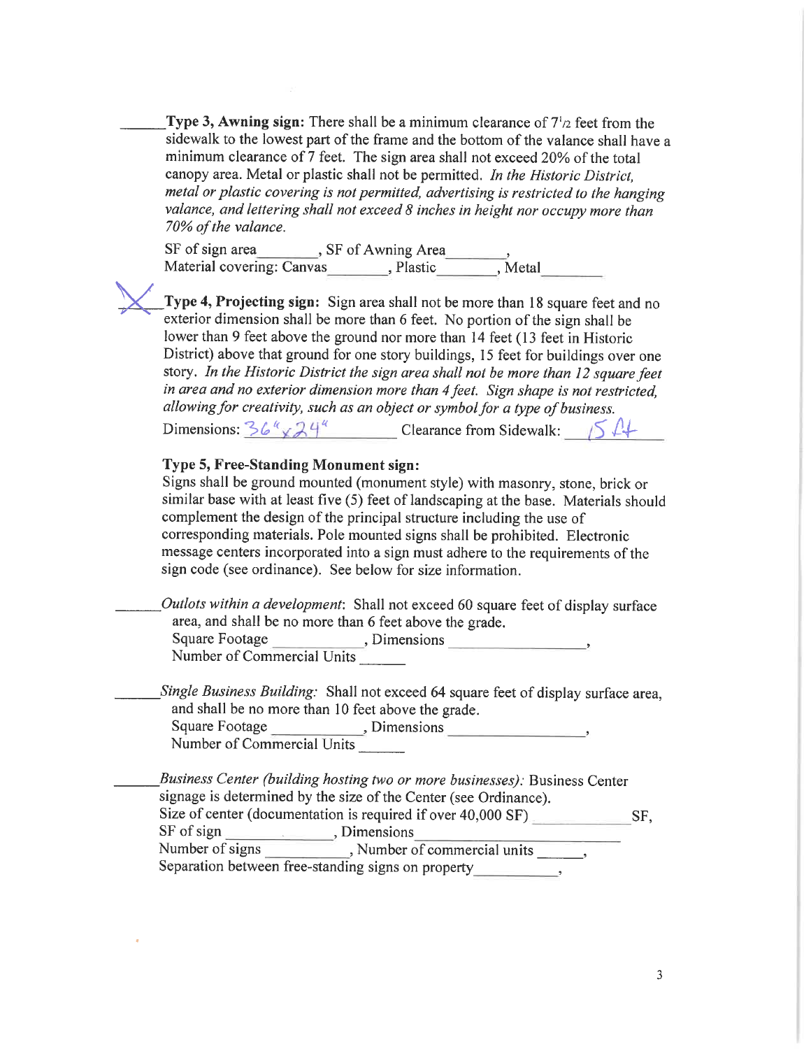\_\_\_\_\_\_ **Type 3, Awning sign:** There shall be a minimum clearance of 7½ feet from the sidewalk to the lowest part of the frame and the bottom of the valance shall have a minimum clearance of 7 feet. The sign area shall not exceed 20% of the total canopy area. Metal or plastic shall not be permitted. *In the Historic District, metal or plastic covering is not permitted, advertising is restricted to the hanging valance, and lettering shall not exceed 8 inches in height nor occupy more than 70% of the valance.*

SF of sign area \_\_\_\_\_\_\_\_, SF of Awning Area \_\_\_\_\_\_\_\_,
Material covering: Canvas \_\_\_\_\_\_\_\_, Plastic \_\_\_\_\_\_\_\_, Metal \_\_\_\_\_\_\_\_

X **Type 4, Projecting sign:** Sign area shall not be more than 18 square feet and no exterior dimension shall be more than 6 feet. No portion of the sign shall be lower than 9 feet above the ground nor more than 14 feet (13 feet in Historic District) above that ground for one story buildings, 15 feet for buildings over one story. *In the Historic District the sign area shall not be more than 12 square feet in area and no exterior dimension more than 4 feet. Sign shape is not restricted, allowing for creativity, such as an object or symbol for a type of business.*

Dimensions: 36" x 24" Clearance from Sidewalk: 15 ft

**Type 5, Free-Standing Monument sign:**

Signs shall be ground mounted (monument style) with masonry, stone, brick or similar base with at least five (5) feet of landscaping at the base. Materials should complement the design of the principal structure including the use of corresponding materials. Pole mounted signs shall be prohibited. Electronic message centers incorporated into a sign must adhere to the requirements of the sign code (see ordinance). See below for size information.

\_\_\_\_\_\_ *Outlots within a development*: Shall not exceed 60 square feet of display surface area, and shall be no more than 6 feet above the grade.

Square Footage \_\_\_\_\_\_\_\_\_\_\_\_, Dimensions \_\_\_\_\_\_\_\_\_\_\_\_\_\_\_\_\_\_,
Number of Commercial Units \_\_\_\_\_\_

\_\_\_\_\_\_ *Single Business Building:* Shall not exceed 64 square feet of display surface area, and shall be no more than 10 feet above the grade.

Square Footage \_\_\_\_\_\_\_\_\_\_\_\_, Dimensions \_\_\_\_\_\_\_\_\_\_\_\_\_\_\_\_\_\_,
Number of Commercial Units \_\_\_\_\_\_

\_\_\_\_\_\_ *Business Center (building hosting two or more businesses):* Business Center signage is determined by the size of the Center (see Ordinance).

Size of center (documentation is required if over 40,000 SF) \_\_\_\_\_\_\_\_\_\_\_\_ SF,
SF of sign \_\_\_\_\_\_\_\_\_\_\_\_\_\_, Dimensions \_\_\_\_\_\_\_\_\_\_\_\_\_\_\_\_\_\_\_\_\_\_\_\_\_\_\_\_
Number of signs \_\_\_\_\_\_\_\_\_\_\_, Number of commercial units \_\_\_\_\_\_,
Separation between free-standing signs on property \_\_\_\_\_\_\_\_\_\_\_,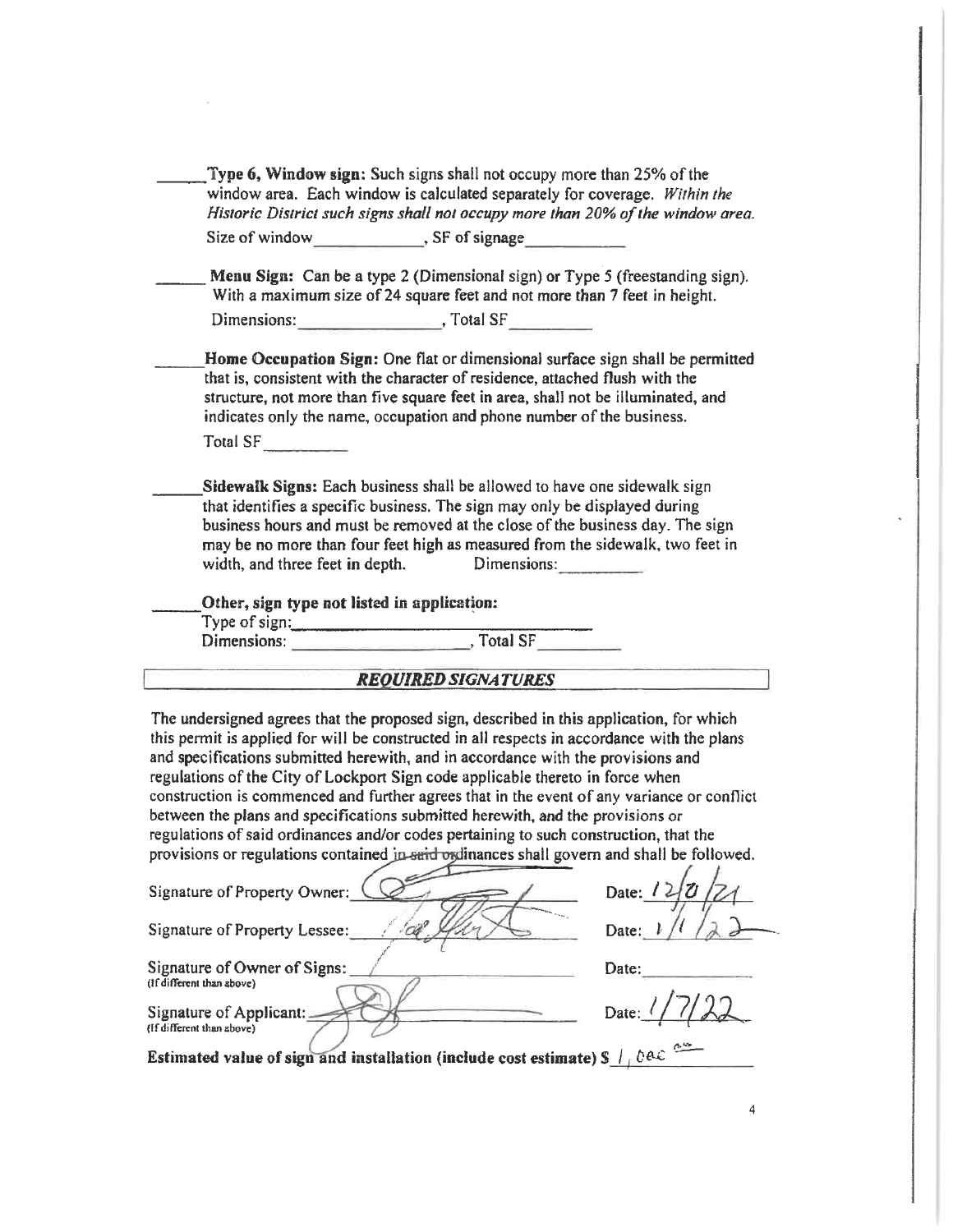_____ **Type 6, Window sign:** Such signs shall not occupy more than 25% of the window area. Each window is calculated separately for coverage. *Within the Historic District such signs shall not occupy more than 20% of the window area.*

Size of window____________, SF of signage__________

_____ **Menu Sign:** Can be a type 2 (Dimensional sign) or Type 5 (freestanding sign). With a maximum size of 24 square feet and not more than 7 feet in height.

Dimensions:______________, Total SF________

_____ **Home Occupation Sign:** One flat or dimensional surface sign shall be permitted that is, consistent with the character of residence, attached flush with the structure, not more than five square feet in area, shall not be illuminated, and indicates only the name, occupation and phone number of the business.

Total SF________

_____ **Sidewalk Signs:** Each business shall be allowed to have one sidewalk sign that identifies a specific business. The sign may only be displayed during business hours and must be removed at the close of the business day. The sign may be no more than four feet high as measured from the sidewalk, two feet in width, and three feet in depth. Dimensions:________

_____ **Other, sign type not listed in application:**

Type of sign:______________________________

Dimensions: ________________, Total SF________

## *REQUIRED SIGNATURES*

The undersigned agrees that the proposed sign, described in this application, for which this permit is applied for will be constructed in all respects in accordance with the plans and specifications submitted herewith, and in accordance with the provisions and regulations of the City of Lockport Sign code applicable thereto in force when construction is commenced and further agrees that in the event of any variance or conflict between the plans and specifications submitted herewith, and the provisions or regulations of said ordinances and/or codes pertaining to such construction, that the provisions or regulations contained in said ordinances shall govern and shall be followed.

Signature of Property Owner: [signature] Date: 12/0/21

Signature of Property Lessee: [signature] Date: 1/1/22

Signature of Owner of Signs: ______________ Date: ________
(If different than above)

Signature of Applicant: [signature] Date: 1/7/22
(If different than above)

**Estimated value of sign and installation (include cost estimate) $** 1,000.00